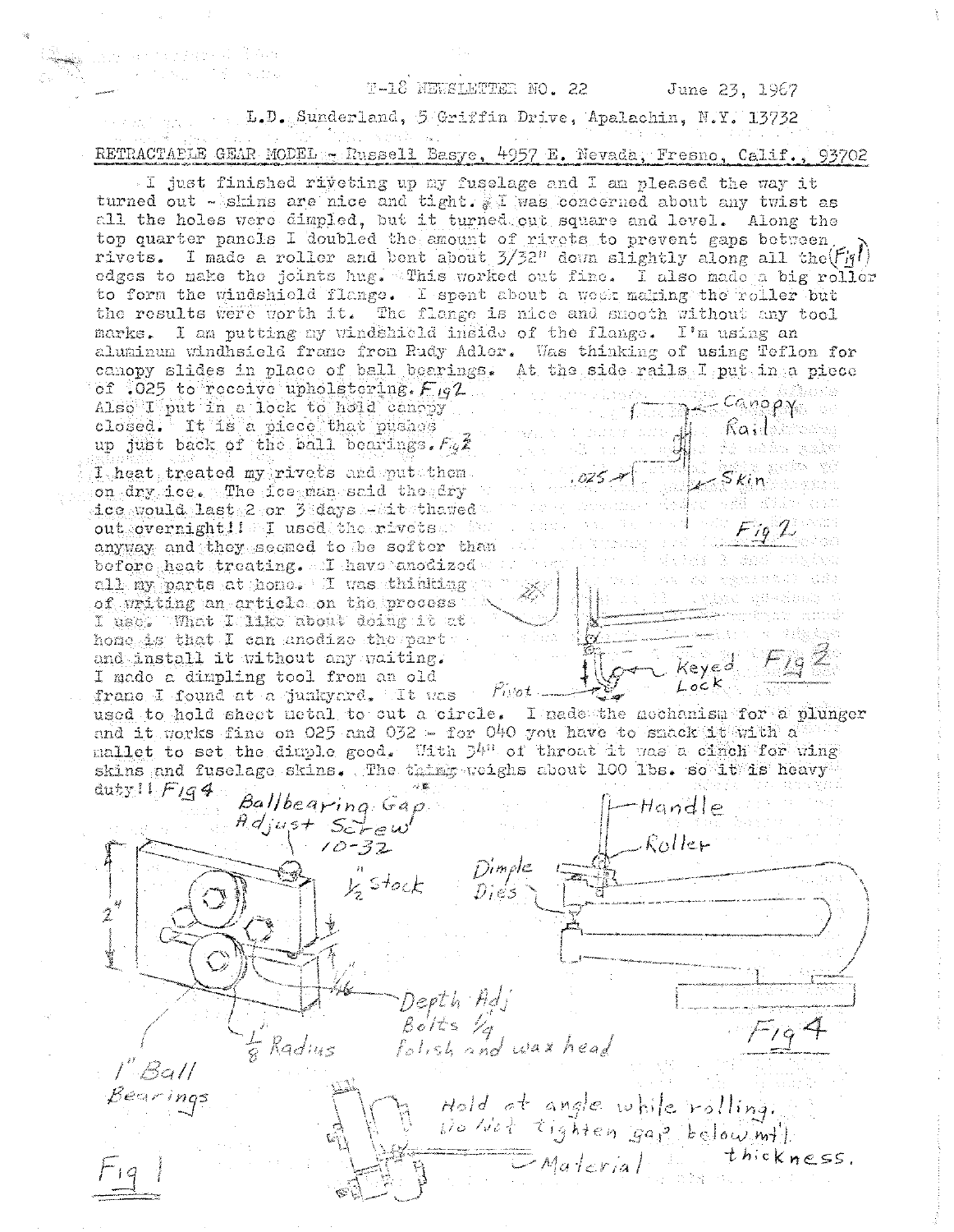F-18 NEWSLETTER NO. 22 June 23, 1967

L.D. Sunderland, 5 Griffin Drive, Apalachin, N.Y. 13732

## RETRACTABLE GEAR MODEL - Russell Basye, 4957 E. Nevada, Fresno, Calif., 93702

I just finished riveting up my fuselage and I am pleased the way it turned out - skins are nice and tight. I was concerned about any twist as all the holes were dimpled, but it turned out square and level. Along the top quarter panels I doubled the amount of rivets to prevent gaps between rivets. I made a roller and bent about 3/32" down slightly along all the (Fig1) edges to make the joints hug. This worked out fine. I also made a big roller to form the windshield flange. I spent about a week making the roller but the results were worth it. The flange is nice and smooth without any tool marks. I am putting my windshield inside of the flange. I'm using an aluminum windhsield frame from Rudy Adler. Was thinking of using Teflon for canopy slides in place of ball bearings. At the side rails I put in a piece of .025 to receive upholstering. Fig2 Also I put in a lock to hold canopy closed. It is a piece that pushes up just back of the ball bearings. Fig3

I heat treated my rivets and put them on dry ice. The ice man said the dry ice would last 2 or 3 days - it thawed out overnight!! I used the rivets anyway and they seemed to be softer than before heat treating. I have anodized all my parts at home. I was thinking of writing an article on the process I use. What I like about doing it at home is that I can anodize the part and install it without any waiting. I made a dimpling tool from an old frame I found at a junkyard. It was used to hold sheet metal to cut a circle. I made the mechanism for a plunger and it works fine on 025 and 032 - for 040 you have to smack it with a mallet to set the dimple good. With 34" of throat it was a cinch for wing skins and fuselage skins. The thing weighs about 100 lbs. so it is heavy duty!! Fig4

Canopy Rail, .025, Skin

Fig 2

Keyed Lock, Pivot

Fig 3

Ballbearing Gap Adjust Screw 10-32, 1/2" Stock, 2", 1/16", Depth Adj Bolts 1/4, Polish and wax head, 1/8 Radius, 1" Ball Bearings

Hold at angle while rolling. Do Not tighten gap below mt'l thickness. Material

Fig 1

Handle, Roller, Dimple Dies

Fig 4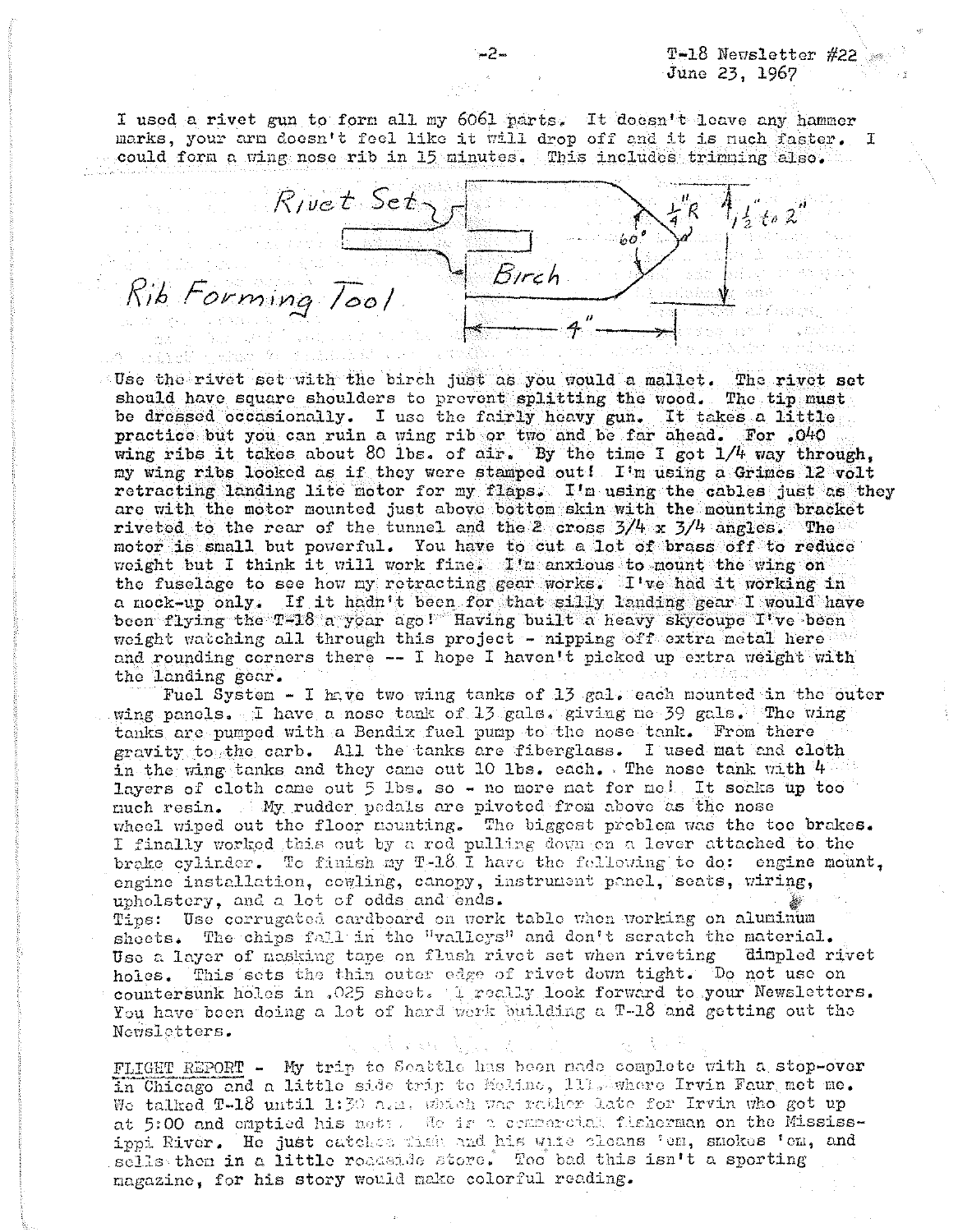I used a rivet gun to form all my 6061 parts. It doesn't leave any hammer marks, your arm doesn't feel like it will drop off and it is much faster. I could form a wing nose rib in 15 minutes. This includes trimming also.

Rivet Set — Birch — Rib Forming Tool — 60° — 1/4" R — 1 1/2" to 2" — 4"

Use the rivet set with the birch just as you would a mallet. The rivet set should have square shoulders to prevent splitting the wood. The tip must be dressed occasionally. I use the fairly heavy gun. It takes a little practice but you can ruin a wing rib or two and be far ahead. For .040 wing ribs it takes about 80 lbs. of air. By the time I got 1/4 way through, my wing ribs looked as if they were stamped out! I'm using a Grimes 12 volt retracting landing lite motor for my flaps. I'm using the cables just as they are with the motor mounted just above bottom skin with the mounting bracket riveted to the rear of the tunnel and the 2 cross 3/4 x 3/4 angles. The motor is small but powerful. You have to cut a lot of brass off to reduce weight but I think it will work fine. I'm anxious to mount the wing on the fuselage to see how my retracting gear works. I've had it working in a mock-up only. If it hadn't been for that silly landing gear I would have been flying the T-18 a year ago! Having built a heavy skycoupe I've been weight watching all through this project - nipping off extra metal here and rounding corners there -- I hope I haven't picked up extra weight with the landing gear.

Fuel System - I have two wing tanks of 13 gal. each mounted in the outer wing panels. I have a nose tank of 13 gals. giving me 39 gals. The wing tanks are pumped with a Bendix fuel pump to the nose tank. From there gravity to the carb. All the tanks are fiberglass. I used mat and cloth in the wing tanks and they came out 10 lbs. each. The nose tank with 4 layers of cloth came out 5 lbs. so - no more mat for me! It soaks up too much resin. My rudder pedals are pivoted from above as the nose wheel wiped out the floor mounting. The biggest problem was the toe brakes. I finally worked this out by a rod pulling down on a lever attached to the brake cylinder. To finish my T-18 I have the following to do: engine mount, engine installation, cowling, canopy, instrument panel, seats, wiring, upholstery, and a lot of odds and ends.

Tips: Use corrugated cardboard on work table when working on aluminum sheets. The chips fall in the "valleys" and don't scratch the material. Use a layer of masking tape on flush rivet set when riveting dimpled rivet holes. This sets the thin outer edge of rivet down tight. Do not use on countersunk holes in .025 sheet. I really look forward to your Newsletters. You have been doing a lot of hard work building a T-18 and getting out the Newsletters.

FLIGHT REPORT - My trip to Seattle has been made complete with a stop-over in Chicago and a little side trip to Moline, Ill., where Irvin Faur met me. We talked T-18 until 1:30 a.m. which was rather late for Irvin who got up at 5:00 and emptied his nets. He is a commercial fisherman on the Mississippi River. He just catches fish and his wife cleans 'em, smokes 'em, and sells them in a little roadside store. Too bad this isn't a sporting magazine, for his story would make colorful reading.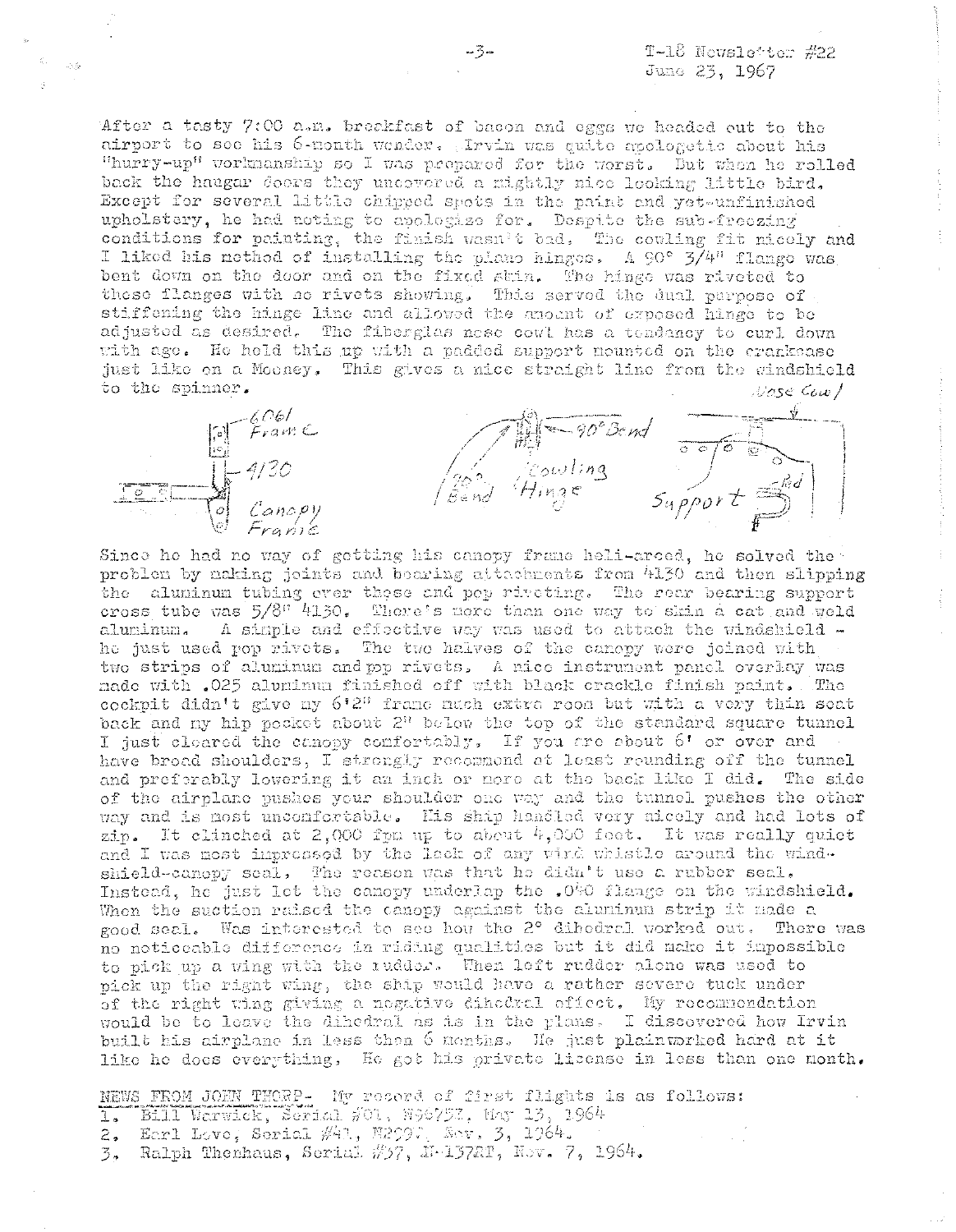After a tasty 7:00 a.m. breakfast of bacon and eggs we headed out to the airport to see his 6-month wonder. Irvin was quite apologetic about his "hurry-up" workmanship so I was prepared for the worst. But when he rolled back the hangar doors they uncovered a mighty nice looking little bird. Except for several little chipped spots in the paint and yet-unfinished upholstery, he had noting to apologize for. Despite the sub-freezing conditions for painting, the finish wasn't bad. The cowling fit nicely and I liked his method of installing the piano hinges. A 90° 3/4" flange was bent down on the door and on the fixed skin. The hinge was riveted to these flanges with no rivets showing. This served the dual purpose of stiffening the hinge line and allowed the amount of exposed hinge to be adjusted as desired. The fiberglas nose cowl has a tendency to curl down with age. He held this up with a padded support mounted on the crankcase just like on a Mooney. This gives a nice straight line from the windshield to the spinner.

6061 Frame

4130

Canopy Frame

90° Bend

Cowling Hinge

90° Bend

Nose Cowl

Support

Pad

Since he had no way of getting his canopy frame heli-arced, he solved the problem by making joints and bearing attachments from 4130 and then slipping the aluminum tubing over these and pop riveting. The rear bearing support cross tube was 5/8" 4130. There's more than one way to skin a cat and weld aluminum. A simple and effective way was used to attach the windshield - he just used pop rivets. The two halves of the canopy were joined with two strips of aluminum and pop rivets. A nice instrument panel overlay was made with .025 aluminum finished off with black crackle finish paint. The cockpit didn't give my 6'2" frame much extra room but with a very thin seat back and my hip pocket about 2" below the top of the standard square tunnel I just cleared the canopy comfortably. If you are about 6' or over and have broad shoulders, I strongly recommend at least rounding off the tunnel and preferably lowering it an inch or more at the back like I did. The side of the airplane pushes your shoulder one way and the tunnel pushes the other way and is most uncomfortable. His ship handled very nicely and had lots of zip. It climbed at 2,000 fpm up to about 4,000 feet. It was really quiet and I was most impressed by the lack of any wind whistle around the windshield-canopy seal. The reason was that he didn't use a rubber seal. Instead, he just let the canopy underlap the .040 flange on the windshield. When the suction raised the canopy against the aluminum strip it made a good seal. Was interested to see how the 2° dihedral worked out. There was no noticeable difference in riding qualities but it did make it impossible to pick up a wing with the rudder. When left rudder alone was used to pick up the right wing, the ship would have a rather severe tuck under of the right wing giving a negative dihedral effect. My recommendation would be to leave the dihedral as is in the plans. I discovered how Irvin built his airplane in less than 6 months. He just plainworked hard at it like he does everything. He got his private license in less than one month.

NEWS FROM JOHN THORP- My record of first flights is as follows:

1. Bill Warwick, Serial #01, N9675Z, May 13, 1964
2. Earl Love, Serial #41, N2090, Nov. 3, 1964.
3. Ralph Thenhaus, Serial #57, N-1372T, Nov. 7, 1964.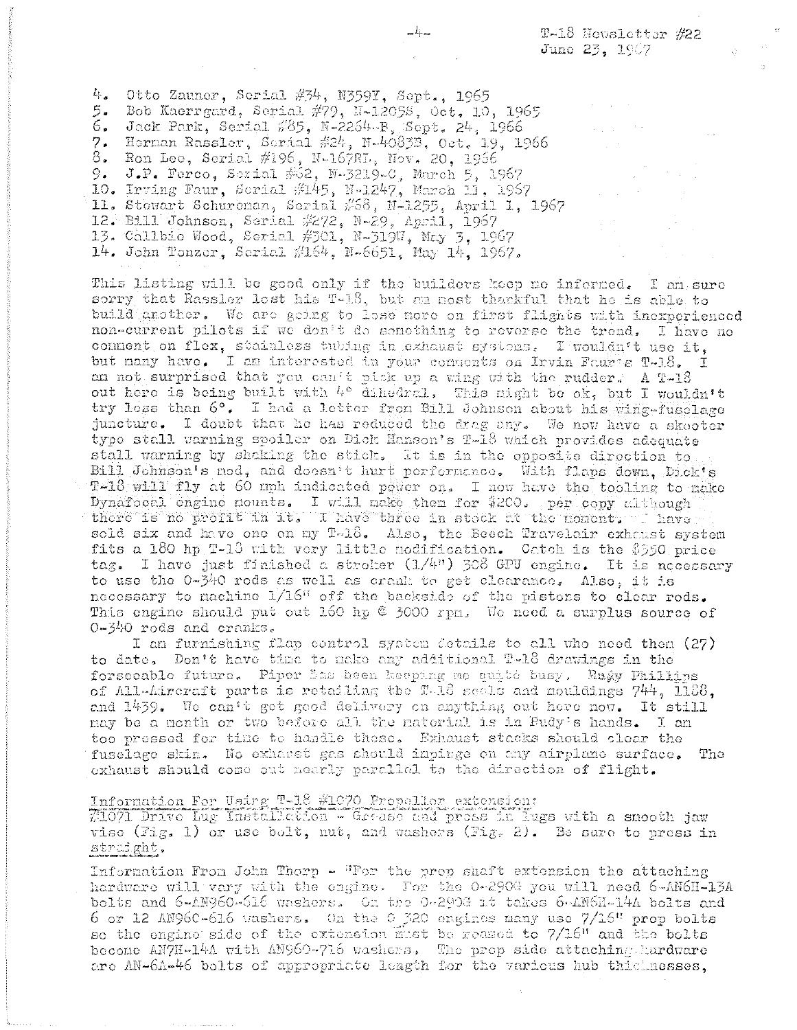4. Otto Zauner, Serial #34, N359Y, Sept., 1965
5. Bob Kaerrgard, Serial #79, N-1205S, Oct. 10, 1965
6. Jack Park, Serial #85, N-2264-R, Sept. 24, 1966
7. Herman Rassler, Serial #24, N-4083B, Oct. 19, 1966
8. Ron Lee, Serial #196, N-167RL, Nov. 20, 1966
9. J.P. Ferco, Serial #62, N-3219-C, March 5, 1967
10. Irving Faur, Serial #145, N-1247, March 11, 1967
11. Stewart Schureman, Serial #58, N-1255, April 1, 1967
12. Bill Johnson, Serial #272, N-29, April, 1967
13. Callbie Wood, Serial #301, N-319W, May 3, 1967
14. John Tonzer, Serial #164, N-6651, May 14, 1967.

This listing will be good only if the builders keep me informed. I am sure sorry that Rassler lost his T-18, but am most thankful that he is able to build another. We are going to lose more on first flights with inexperienced non-current pilots if we don't do something to reverse the trend. I have no comment on flex, stainless tubing in exhaust systems. I wouldn't use it, but many have. I am interested in your comments on Irvin Faur's T-18. I am not surprised that you can't pick up a wing with the rudder. A T-18 out here is being built with 4° dihedral. This might be ok, but I wouldn't try less than 6°. I had a letter from Bill Johnson about his wing-fuselage juncture. I doubt that he has reduced the drag any. We now have a skooter type stall warning spoiler on Dick Hanson's T-18 which provides adequate stall warning by shaking the stick. It is in the opposite direction to Bill Johnson's mod, and doesn't hurt performance. With flaps down, Dick's T-18 will fly at 60 mph indicated power on. I now have the tooling to make Dynafocal engine mounts. I will make them for $200. per copy although there is no profit in it. I have three in stock at the moment. I have sold six and have one on my T-18. Also, the Beech Travelair exhaust system fits a 180 hp T-18 with very little modification. Catch is the $350 price tag. I have just finished a stroker (1/4") 308 GPU engine. It is necessary to use the O-340 rods as well as crank to get clearance. Also, it is necessary to machine 1/16" off the backside of the pistons to clear rods. This engine should put out 160 hp @ 3000 rpm. We need a surplus source of O-340 rods and cranks.

I am furnishing flap control system details to all who need them (27) to date. Don't have time to make any additional T-18 drawings in the forseeable future. Piper has been keeping me quite busy. Rudy Phillips of All-Aircraft parts is retailing the T-18 seals and mouldings 744, 1188, and 1439. We can't get good delivery on anything out here now. It still may be a month or two before all the material is in Rudy's hands. I am too pressed for time to handle these. Exhaust stacks should clear the fuselage skin. No exhaust gas should impinge on any airplane surface. The exhaust should come out nearly parallel to the direction of flight.

Information For Using T-18 #1070 Propeller extension:
#1071 Drive Lug Installation - Grease and press in lugs with a smooth jaw vise (Fig. 1) or use bolt, nut, and washers (Fig. 2). Be sure to press in straight.

Information From John Thorp - "For the prop shaft extension the attaching hardware will vary with the engine. For the O-290G you will need 6-AN6H-13A bolts and 6-AN960-616 washers. On the O-290G it takes 6-AN6H-14A bolts and 6 or 12 AN960-616 washers. On the O 320 engines many use 7/16" prop bolts so the engine side of the extension must be reamed to 7/16" and the bolts become AN7H-14A with AN960-716 washers. The prop side attaching hardware are AN-6A-46 bolts of appropriate length for the various hub thicknesses,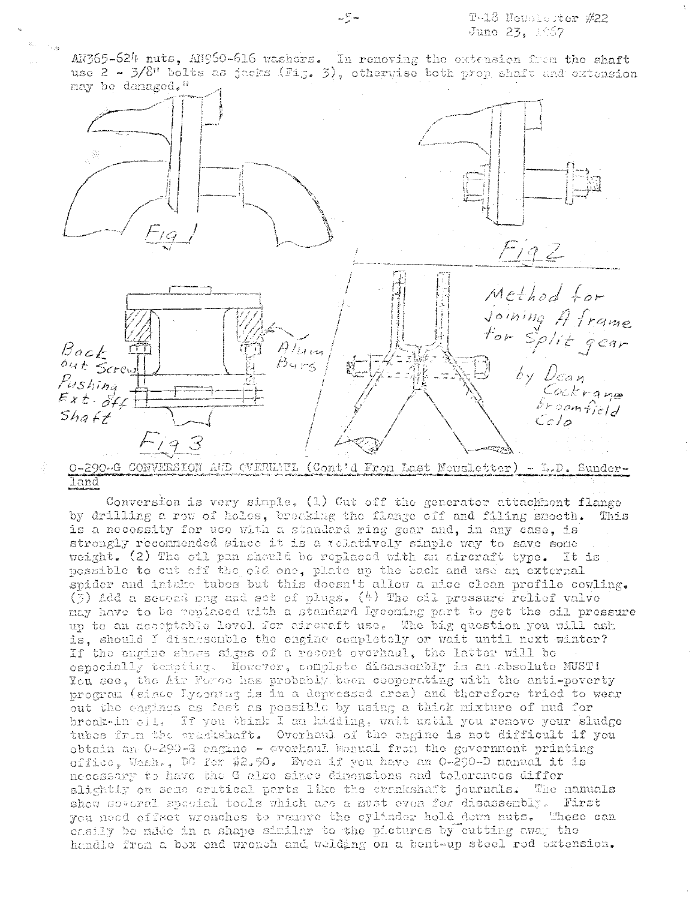AN365-624 nuts, AN960-616 washers. In removing the extension from the shaft use 2 - 3/8" bolts as jacks (Fig. 3), otherwise both prop shaft and extension may be damaged."

Fig 1

Fig 2

Back out Screw Pushing Ext. off Shaft

Alum Bars

Fig 3

Method for joining A frame for Split gear

by Dean Cockrane Broomfield Colo

## O-290-G CONVERSION AND OVERHAUL (Cont'd From Last Newsletter) - L.D. Sunderland

Conversion is very simple. (1) Cut off the generator attachment flange by drilling a row of holes, breaking the flange off and filing smooth. This is a necessity for use with a standard ring gear and, in any case, is strongly recommended since it is a relatively simple way to save some weight. (2) The oil pan should be replaced with an aircraft type. It is possible to cut off the old one, plate up the back and use an external spider and intake tubes but this doesn't allow a nice clean profile cowling. (3) Add a second mag and set of plugs. (4) The oil pressure relief valve may have to be replaced with a standard Lycoming part to get the oil pressure up to an acceptable level for aircraft use. The big question you will ask is, should I disassemble the engine completely or wait until next winter? If the engine shows signs of a recent overhaul, the latter will be especially tempting. However, complete disassembly is an absolute MUST! You see, the Air Force has probably been cooperating with the anti-poverty program (since Lycoming is in a depressed area) and therefore tried to wear out the engines as fast as possible by using a thick mixture of mud for break-in oil. If you think I am kidding, wait until you remove your sludge tubes from the crankshaft. Overhaul of the engine is not difficult if you obtain an O-290-G engine - overhaul manual from the government printing office, Wash., DC for $2.50. Even if you have an O-290-D manual it is necessary to have the G also since dimensions and tolerances differ slightly on some critical parts like the crankshaft journals. The manuals show several special tools which are a must even for disassembly. First you need offset wrenches to remove the cylinder hold down nuts. These can easily be made in a shape similar to the pictures by cutting away the handle from a box end wrench and welding on a bent-up steel rod extension.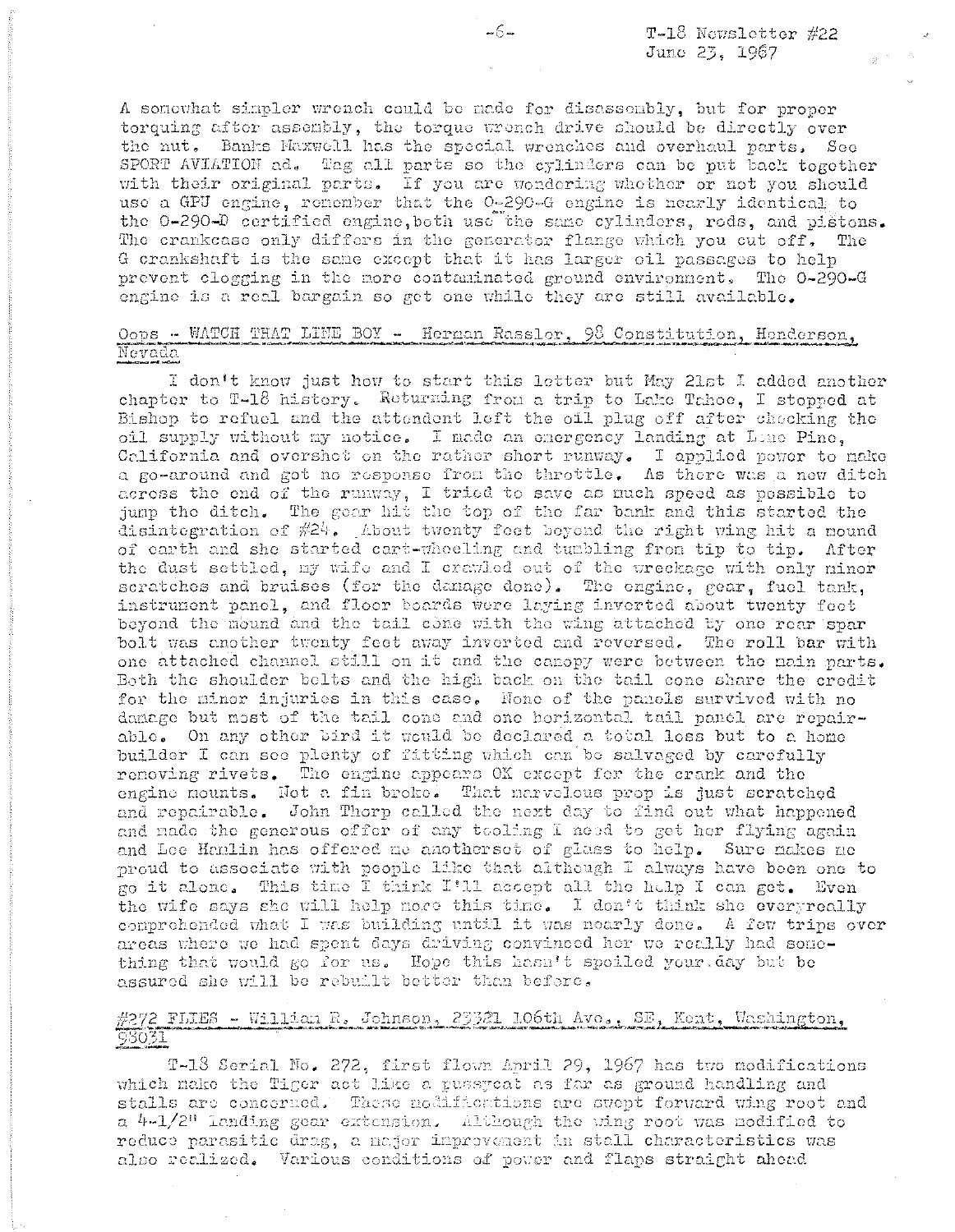A somewhat simpler wrench could be made for disassembly, but for proper torquing after assembly, the torque wrench drive should be directly over the nut. Banks Maxwell has the special wrenches and overhaul parts. See SPORT AVIATION ad. Tag all parts so the cylinders can be put back together with their original parts. If you are wondering whether or not you should use a GPU engine, remember that the O-290-G engine is nearly identical to the O-290-D certified engine, both use the same cylinders, rods, and pistons. The crankcase only differs in the generator flange which you cut off. The G crankshaft is the same except that it has larger oil passages to help prevent clogging in the more contaminated ground environment. The O-290-G engine is a real bargain so get one while they are still available.

## Oops - WATCH THAT LINE BOY - Herman Rassler, 98 Constitution, Henderson, Nevada

I don't know just how to start this letter but May 21st I added another chapter to T-18 history. Returning from a trip to Lake Tahoe, I stopped at Bishop to refuel and the attendent left the oil plug off after checking the oil supply without my notice. I made an emergency landing at Lone Pine, California and overshot on the rather short runway. I applied power to make a go-around and got no response from the throttle. As there was a new ditch across the end of the runway, I tried to save as much speed as possible to jump the ditch. The gear hit the top of the far bank and this started the disintegration of #24. About twenty feet beyond the right wing hit a mound of earth and she started cart-wheeling and tumbling from tip to tip. After the dust settled, my wife and I crawled out of the wreckage with only minor scratches and bruises (for the damage done). The engine, gear, fuel tank, instrument panel, and floor boards were laying inverted about twenty feet beyond the mound and the tail cone with the wing attached by one rear spar bolt was another twenty feet away inverted and reversed. The roll bar with one attached channel still on it and the canopy were between the main parts. Both the shoulder belts and the high back on the tail cone share the credit for the minor injuries in this case. None of the panels survived with no damage but most of the tail cone and one horizontal tail panel are repairable. On any other bird it would be declared a total loss but to a home builder I can see plenty of fitting which can be salvaged by carefully removing rivets. The engine appears OK except for the crank and the engine mounts. Not a fin broke. That marvelous prop is just scratched and repairable. John Thorp called the next day to find out what happened and made the generous offer of any tooling I need to get her flying again and Lee Hanlin has offered me anotherset of glass to help. Sure makes me proud to associate with people like that although I always have been one to go it alone. This time I think I'll accept all the help I can get. Even the wife says she will help more this time. I don't think she everyreally comprehended what I was building until it was nearly done. A few trips over areas where we had spent days driving convinced her we really had something that would go for us. Hope this hasn't spoiled your day but be assured she will be rebuilt better than before.

## #272 FLIES - William R. Johnson, 23321 106th Ave., SE, Kent, Washington, 98031

T-18 Serial No. 272, first flown April 29, 1967 has two modifications which make the Tiger act like a pussycat as far as ground handling and stalls are concerned. These modifications are swept forward wing root and a 4-1/2" landing gear extension. Although the wing root was modified to reduce parasitic drag, a major improvement in stall characteristics was also realized. Various conditions of power and flaps straight ahead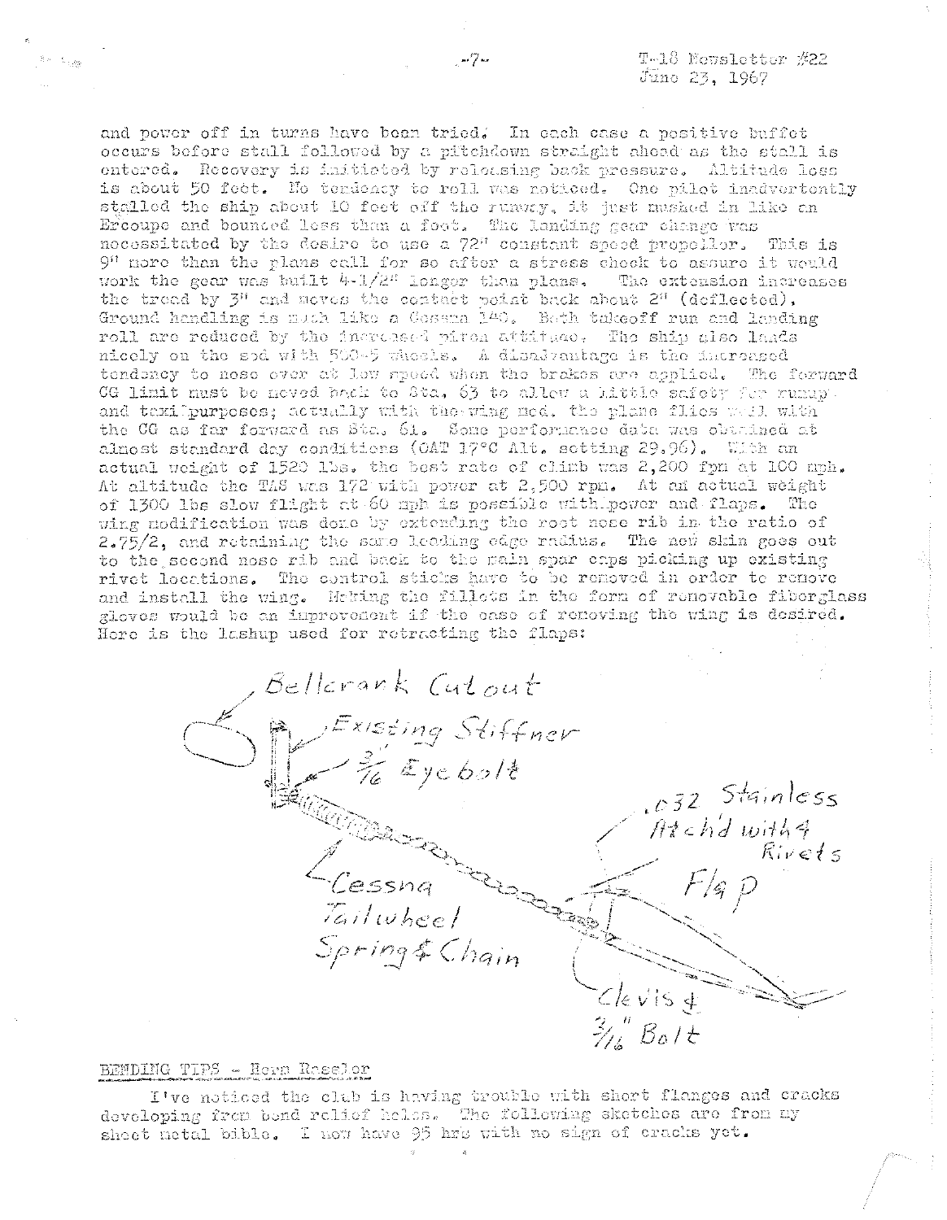and power off in turns have been tried. In each case a positive buffet occurs before stall followed by a pitchdown straight ahead as the stall is entered. Recovery is initiated by releasing back pressure. Altitude loss is about 50 feet. No tendency to roll was noticed. One pilot inadvertently stalled the ship about 10 feet off the runway, it just mushed in like an Ercoupe and bounced less than a foot. The landing gear change was necessitated by the desire to use a 72" constant speed propeller. This is 9" more than the plans call for so after a stress check to assure it would work the gear was built 4-1/2" longer than plans. The extension increases the tread by 3" and moves the contact point back about 2" (deflected). Ground handling is much like a Cessna 140. Both takeoff run and landing roll are reduced by the increased piton attitude. The ship also lands nicely on the sod with 500-5 wheels. A disadvantage is the increased tendency to nose over at low speed when the brakes are applied. The forward CG limit must be moved back to Sta. 63 to allow a little safety for runup and taxi purposes; actually with the wing mod. the plane flies well with the CG as far forward as Sta. 61. Some performance data was obtained at almost standard day conditions (OAT 17°C Alt. setting 29.96). With an actual weight of 1520 lbs. the best rate of climb was 2,200 fpm at 100 mph. At altitude the TAS was 172 with power at 2,500 rpm. At an actual weight of 1300 lbs slow flight at 60 mph is possible with power and flaps. The wing modification was done by extending the root nose rib in the ratio of 2.75/2, and retaining the same leading edge radius. The new skin goes out to the second nose rib and back to the main spar caps picking up existing rivet locations. The control sticks have to be removed in order to remove and install the wing. Making the fillets in the form of removable fiberglass gloves would be an improvement if the ease of removing the wing is desired. Here is the lashup used for retracting the flaps:

Bellcrank Cutout

Existing Stiffner

3/16 Eyebolt

.032 Stainless Atch'd with 4 Rivets

Flap

Cessna Tailwheel Spring & Chain

Clevis & 3/16" Bolt

## BENDING TIPS - Norm Ressler

I've noticed the club is having trouble with short flanges and cracks developing from bend relief holes. The following sketches are from my sheet metal bible. I now have 95 hrs with no sign of cracks yet.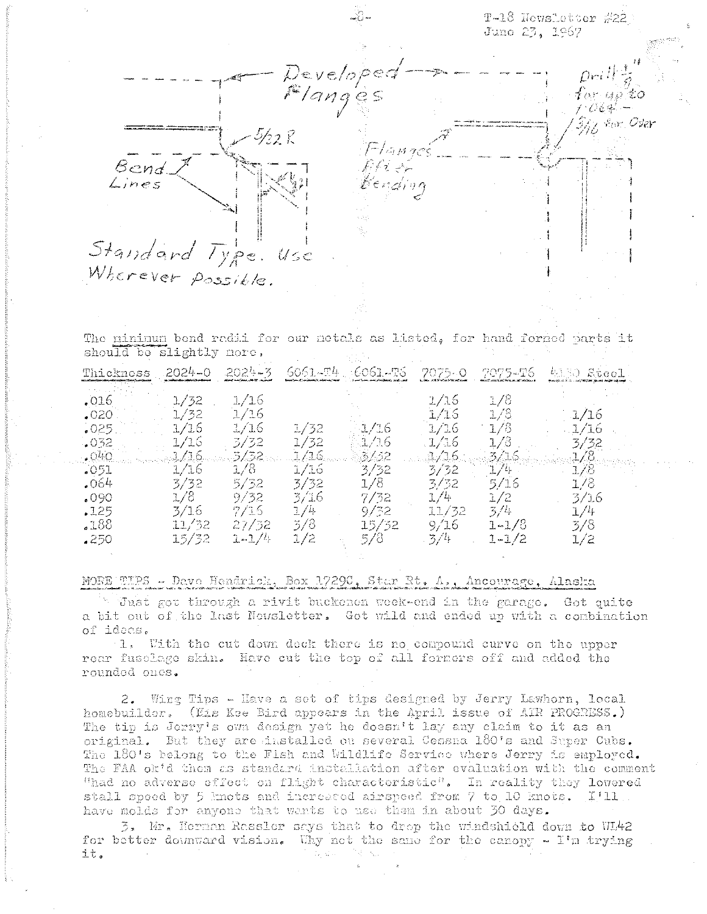Developed Flanges

Drill 1/8" for up to .064 - 3/16 for Over

5/32 R

Bend Lines

Flanges After Bending

Standard Type. Use Wherever Possible.

The minimum bend radii for our metals as listed, for hand formed parts it should be slightly more.

| Thickness | 2024-0 | 2024-3 | 6061-T4 | 6061-T6 | 7075-0 | 7075-T6 | 4130 Steel |
|---|---|---|---|---|---|---|---|
| .016 | 1/32 | 1/16 | | | 1/16 | 1/8 | |
| .020 | 1/32 | 1/16 | | | 1/16 | 1/8 | 1/16 |
| .025 | 1/16 | 1/16 | 1/32 | 1/16 | 1/16 | 1/8 | 1/16 |
| .032 | 1/16 | 3/32 | 1/32 | 1/16 | 1/16 | 1/8 | 3/32 |
| .040 | 1/16 | 3/32 | 1/16 | 3/32 | 1/16 | 3/16 | 1/8 |
| .051 | 1/16 | 1/8 | 1/16 | 3/32 | 3/32 | 1/4 | 1/8 |
| .064 | 3/32 | 5/32 | 3/32 | 1/8 | 3/32 | 5/16 | 1/8 |
| .090 | 1/8 | 9/32 | 3/16 | 7/32 | 1/4 | 1/2 | 3/16 |
| .125 | 3/16 | 7/16 | 1/4 | 9/32 | 11/32 | 3/4 | 1/4 |
| .188 | 11/32 | 27/32 | 3/8 | 15/32 | 9/16 | 1-1/8 | 3/8 |
| .250 | 15/32 | 1-1/4 | 1/2 | 5/8 | 3/4 | 1-1/2 | 1/2 |

MORE TIPS - Dave Hendrick, Box 1729C, Star Rt. A., Ancourage, Alaska

Just got through a rivit buckener week-end in the garage. Got quite a bit out of the last Newsletter. Got wild and ended up with a combination of ideas.

1. With the cut down deck there is no compound curve on the upper rear fuselage skin. Have cut the top of all formers off and added the rounded ones.

2. Wing Tips - Have a set of tips designed by Jerry Lawhorn, local homebuilder. (His Kee Bird appears in the April issue of AIR PROGRESS.) The tip is Jerry's own design yet he doesn't lay any claim to it as an original. But they are installed on several Cessna 180's and Super Cubs. The 180's belong to the Fish and Wildlife Service where Jerry is employed. The FAA ok'd them as standard installation after evaluation with the comment "had no adverse effect on flight characteristic". In reality they lowered stall speed by 5 knots and increased airspeed from 7 to 10 knots. I'll have molds for anyone that wants to use them in about 30 days.

3. Mr. Herman Rassler says that to drop the windshield down to WL42 for better downward vision. Why not the same for the canopy - I'm trying it.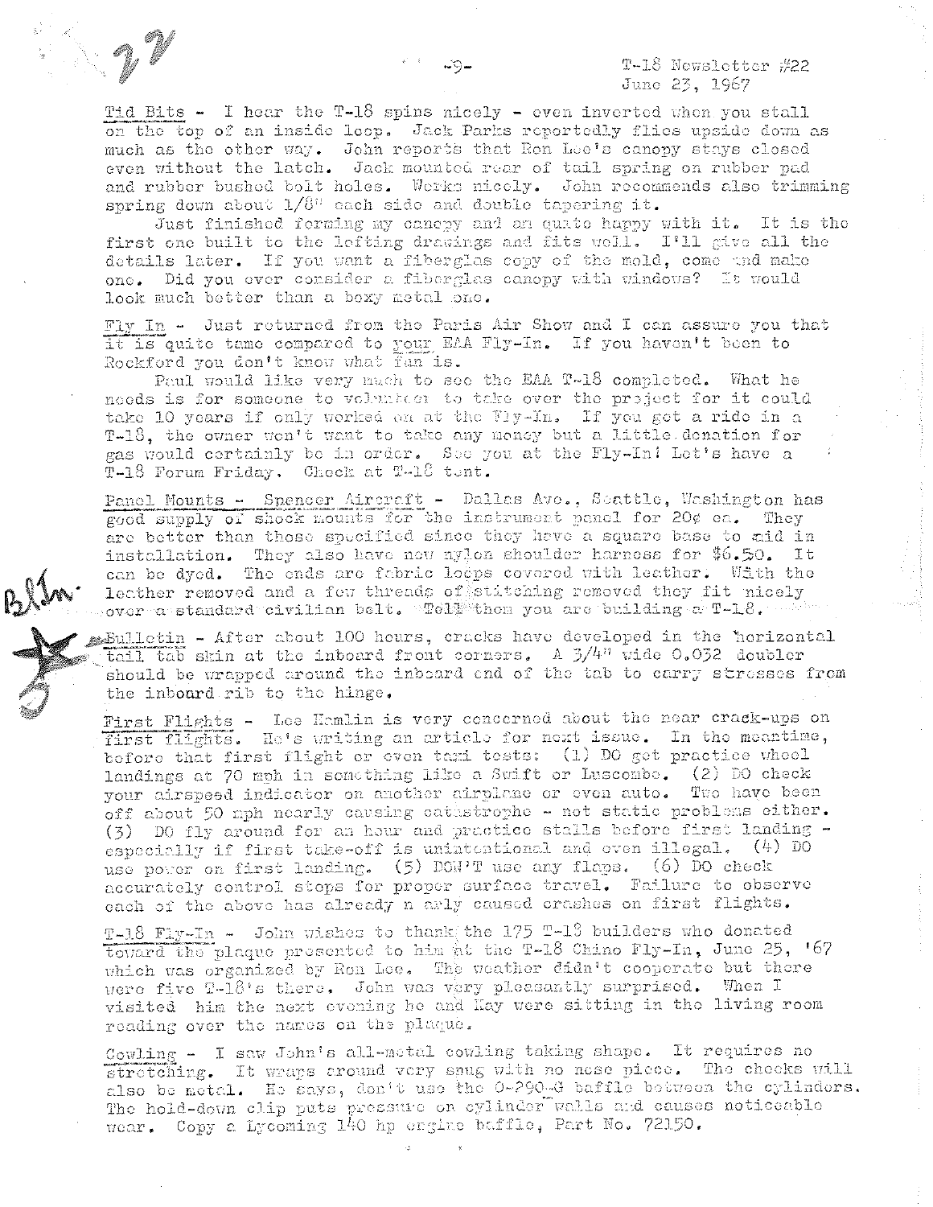Tid Bits - I hear the T-18 spins nicely - even inverted when you stall on the top of an inside loop. Jack Parks reportedly flies upside down as much as the other way. John reports that Ron Lee's canopy stays closed even without the latch. Jack mounted rear of tail spring on rubber pad and rubber bushed bolt holes. Works nicely. John recommends also trimming spring down about 1/8" each side and double tapering it.

Just finished forming my canopy and am quite happy with it. It is the first one built to the lofting drawings and fits well. I'll give all the details later. If you want a fiberglas copy of the mold, come and make one. Did you ever consider a fiberglas canopy with windows? It would look much better than a boxy metal one.

Fly In - Just returned from the Paris Air Show and I can assure you that it is quite tame compared to your EAA Fly-In. If you haven't been to Rockford you don't know what fun is.

Paul would like very much to see the EAA T-18 completed. What he needs is for someone to volunteer to take over the project for it could take 10 years if only worked on at the Fly-In. If you get a ride in a T-18, the owner won't want to take any money but a little donation for gas would certainly be in order. See you at the Fly-In! Let's have a T-18 Forum Friday. Check at T-18 tent.

Panel Mounts - Spencer Aircraft - Dallas Ave., Seattle, Washington has good supply of shock mounts for the instrument panel for 20¢ ea. They are better than those specified since they have a square base to aid in installation. They also have new nylon shoulder harness for $6.50. It can be dyed. The ends are fabric loops covered with leather. With the leather removed and a few threads of stitching removed they fit nicely over a standard civilian belt. Tell them you are building a T-18.

Bulletin - After about 100 hours, cracks have developed in the horizontal tail tab skin at the inboard front corners. A 3/4" wide 0.032 doubler should be wrapped around the inboard end of the tab to carry stresses from the inboard rib to the hinge.

First Flights - Lee Hamlin is very concerned about the near crack-ups on first flights. He's writing an article for next issue. In the meantime, before that first flight or even taxi tests: (1) DO get practice wheel landings at 70 mph in something like a Swift or Luscombe. (2) DO check your airspeed indicator on another airplane or even auto. Two have been off about 50 mph nearly causing catastrophe - not static problems either. (3) DO fly around for an hour and practice stalls before first landing - especially if first take-off is unintentional and even illegal. (4) DO use power on first landing. (5) DON'T use any flaps. (6) DO check accurately control stops for proper surface travel. Failure to observe each of the above has already nearly caused crashes on first flights.

T-18 Fly-In - John wishes to thank the 175 T-18 builders who donated toward the plaque presented to him at the T-18 Chino Fly-In, June 25, '67 which was organized by Ron Lee. The weather didn't cooperate but there were five T-18's there. John was very pleasantly surprised. When I visited him the next evening he and Kay were sitting in the living room reading over the names on the plaque.

Cowling - I saw John's all-metal cowling taking shape. It requires no stretching. It wraps around very snug with no nose piece. The cheeks will also be metal. He says, don't use the O-290-G baffle between the cylinders. The hold-down clip puts pressure on cylinder walls and causes noticeable wear. Copy a Lycoming 140 hp engine baffle, Part No. 72150.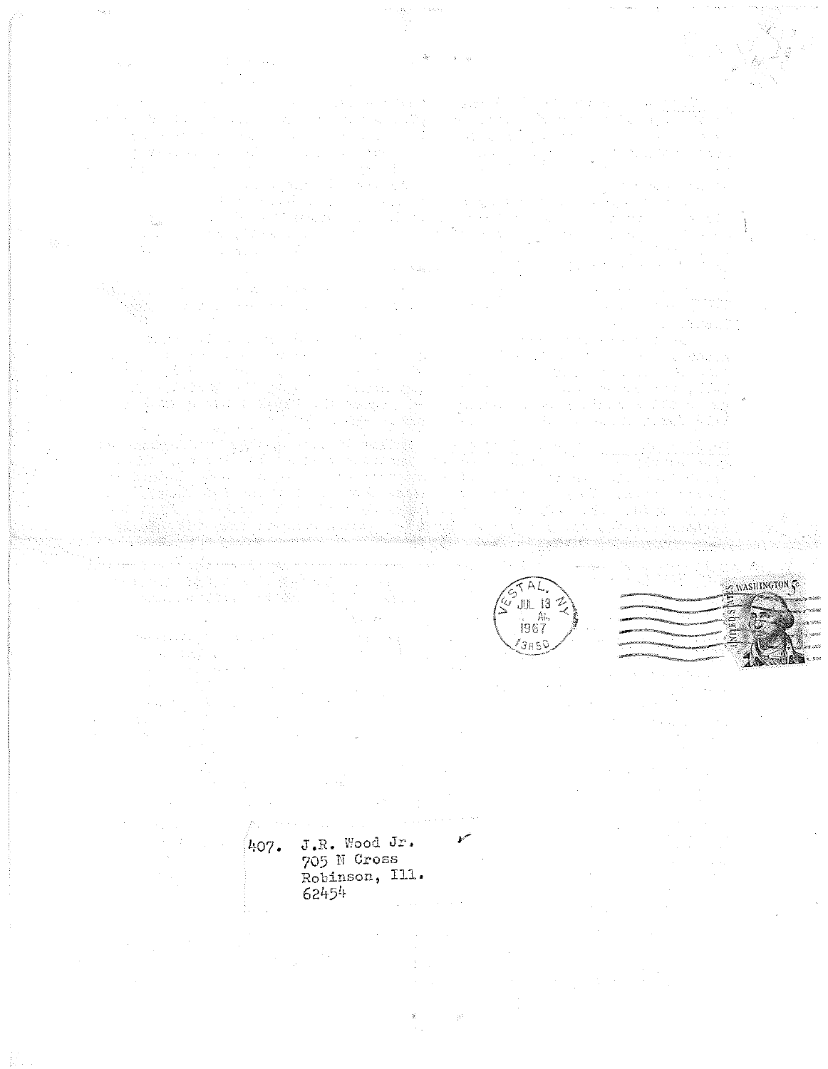VESTAL, N.Y.
JUL 13
AM
1967
13850

WASHINGTON 5¢
UNITED STATES

407. J.R. Wood Jr.
705 N Cross
Robinson, Ill.
62454